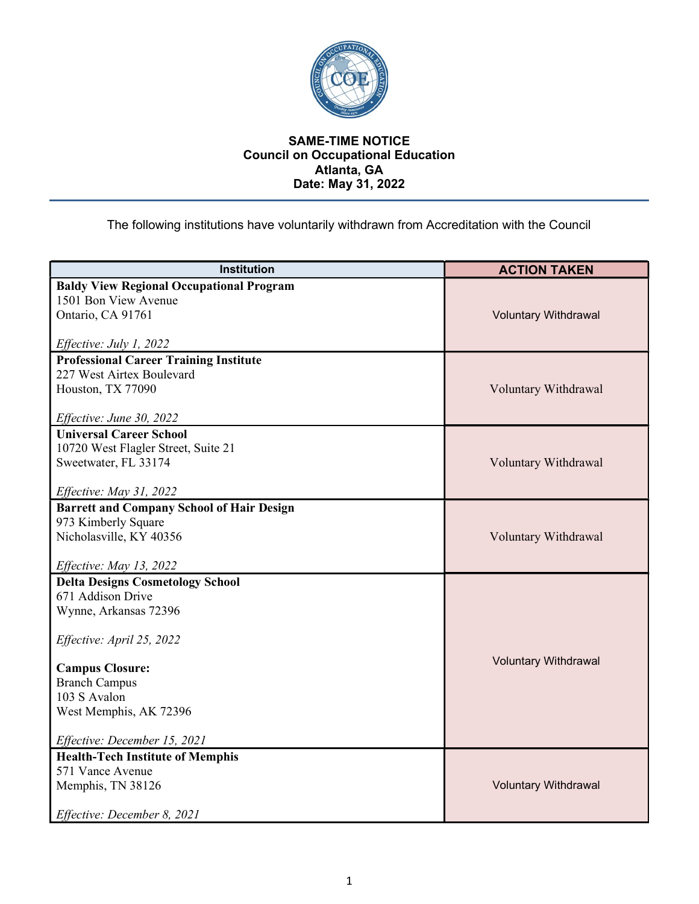**SAME-TIME NOTICE**
**Council on Occupational Education**
**Atlanta, GA**
**Date: May 31, 2022**

---

The following institutions have voluntarily withdrawn from Accreditation with the Council

| Institution | ACTION TAKEN |
|---|---|
| **Baldy View Regional Occupational Program**<br>1501 Bon View Avenue<br>Ontario, CA 91761<br><br>*Effective: July 1, 2022* | Voluntary Withdrawal |
| **Professional Career Training Institute**<br>227 West Airtex Boulevard<br>Houston, TX 77090<br><br>*Effective: June 30, 2022* | Voluntary Withdrawal |
| **Universal Career School**<br>10720 West Flagler Street, Suite 21<br>Sweetwater, FL 33174<br><br>*Effective: May 31, 2022* | Voluntary Withdrawal |
| **Barrett and Company School of Hair Design**<br>973 Kimberly Square<br>Nicholasville, KY 40356<br><br>*Effective: May 13, 2022* | Voluntary Withdrawal |
| **Delta Designs Cosmetology School**<br>671 Addison Drive<br>Wynne, Arkansas 72396<br><br>*Effective: April 25, 2022*<br><br>**Campus Closure:**<br>Branch Campus<br>103 S Avalon<br>West Memphis, AK 72396<br><br>*Effective: December 15, 2021* | Voluntary Withdrawal |
| **Health-Tech Institute of Memphis**<br>571 Vance Avenue<br>Memphis, TN 38126<br><br>*Effective: December 8, 2021* | Voluntary Withdrawal |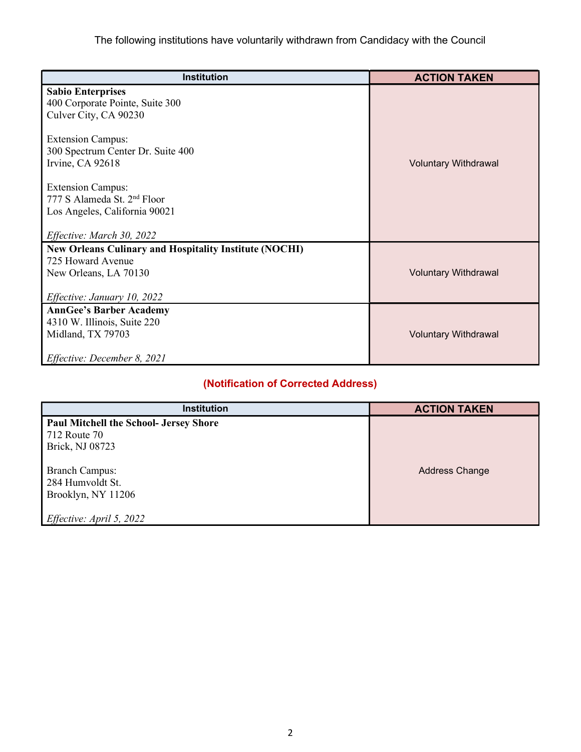The following institutions have voluntarily withdrawn from Candidacy with the Council

| Institution | ACTION TAKEN |
|---|---|
| **Sabio Enterprises**<br>400 Corporate Pointe, Suite 300<br>Culver City, CA 90230<br><br>Extension Campus:<br>300 Spectrum Center Dr. Suite 400<br>Irvine, CA 92618<br><br>Extension Campus:<br>777 S Alameda St. 2nd Floor<br>Los Angeles, California 90021<br><br>*Effective: March 30, 2022* | Voluntary Withdrawal |
| **New Orleans Culinary and Hospitality Institute (NOCHI)**<br>725 Howard Avenue<br>New Orleans, LA 70130<br><br>*Effective: January 10, 2022* | Voluntary Withdrawal |
| **AnnGee's Barber Academy**<br>4310 W. Illinois, Suite 220<br>Midland, TX 79703<br><br>*Effective: December 8, 2021* | Voluntary Withdrawal |

**(Notification of Corrected Address)**

| Institution | ACTION TAKEN |
|---|---|
| **Paul Mitchell the School- Jersey Shore**<br>712 Route 70<br>Brick, NJ 08723<br><br>Branch Campus:<br>284 Humvoldt St.<br>Brooklyn, NY 11206<br><br>*Effective: April 5, 2022* | Address Change |